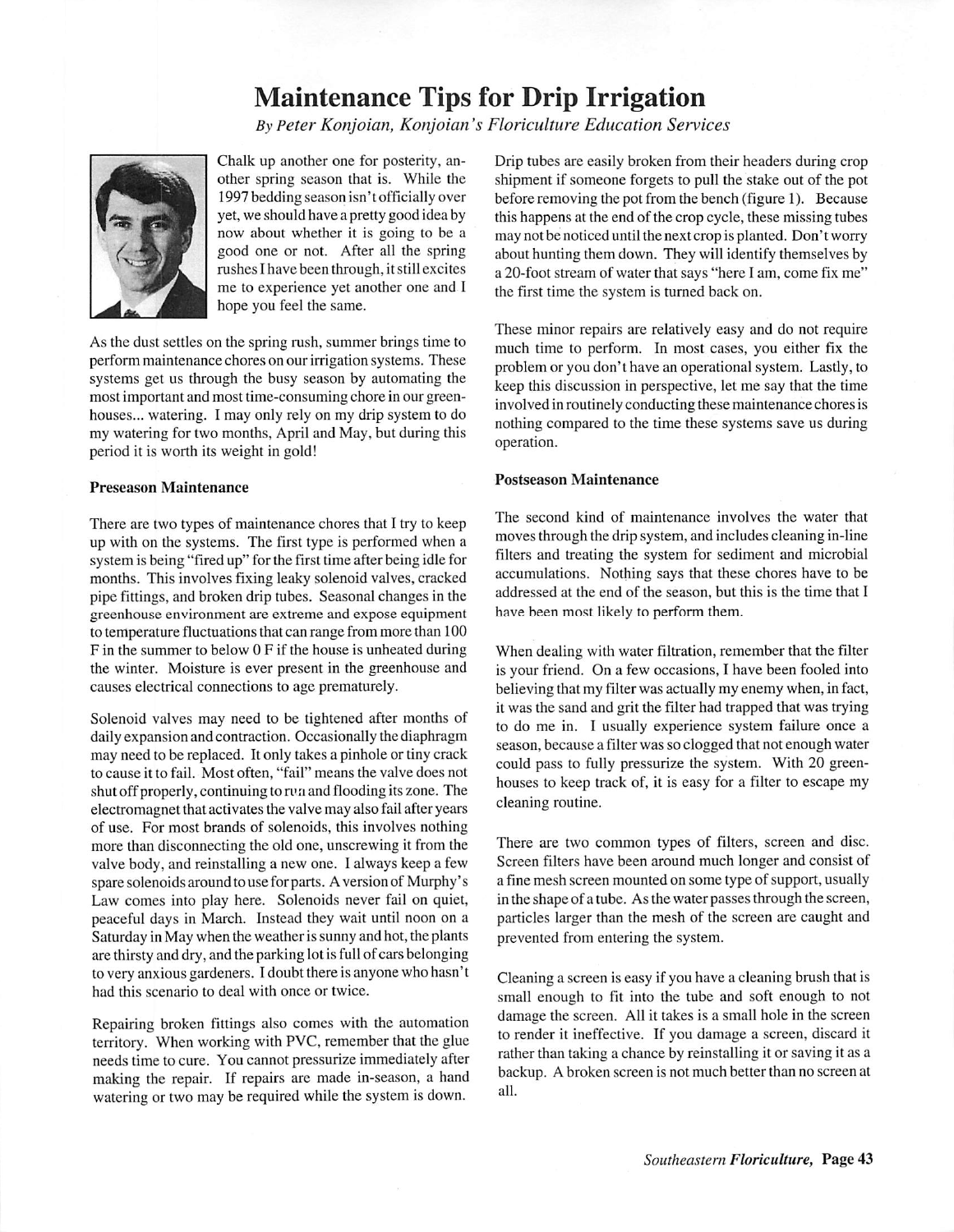# Maintenance Tips for Drip Irrigation

*By Peter Konjoian, Konjoian's Floriculture Education Services*

Chalk up another one for posterity, another spring season that is. While the 1997 bedding season isn't officially over yet, we should have a pretty good idea by now about whether it is going to be a good one or not. After all the spring rushes I have been through, it still excites me to experience yet another one and I hope you feel the same.

As the dust settles on the spring rush, summer brings time to perform maintenance chores on our irrigation systems. These systems get us through the busy season by automating the most important and most time-consuming chore in our greenhouses... watering. I may only rely on my drip system to do my watering for two months, April and May, but during this period it is worth its weight in gold!

### Preseason Maintenance

There are two types of maintenance chores that I try to keep up with on the systems. The first type is performed when a system is being "fired up" for the first time after being idle for months. This involves fixing leaky solenoid valves, cracked pipe fittings, and broken drip tubes. Seasonal changes in the greenhouse environment are extreme and expose equipment to temperature fluctuations that can range from more than 100 F in the summer to below 0 F if the house is unheated during the winter. Moisture is ever present in the greenhouse and causes electrical connections to age prematurely.

Solenoid valves may need to be tightened after months of daily expansion and contraction. Occasionally the diaphragm may need to be replaced. It only takes a pinhole or tiny crack to cause it to fail. Most often, "fail" means the valve does not shut off properly, continuing to run and flooding its zone. The electromagnet that activates the valve may also fail after years of use. For most brands of solenoids, this involves nothing more than disconnecting the old one, unscrewing it from the valve body, and reinstalling a new one. I always keep a few spare solenoids around to use for parts. A version of Murphy's Law comes into play here. Solenoids never fail on quiet, peaceful days in March. Instead they wait until noon on a Saturday in May when the weather is sunny and hot, the plants are thirsty and dry, and the parking lot is full of cars belonging to very anxious gardeners. I doubt there is anyone who hasn't had this scenario to deal with once or twice.

Repairing broken fittings also comes with the automation territory. When working with PVC, remember that the glue needs time to cure. You cannot pressurize immediately after making the repair. If repairs are made in-season, a hand watering or two may be required while the system is down.

Drip tubes are easily broken from their headers during crop shipment if someone forgets to pull the stake out of the pot before removing the pot from the bench (figure 1). Because this happens at the end of the crop cycle, these missing tubes may not be noticed until the next crop is planted. Don't worry about hunting them down. They will identify themselves by a 20-foot stream of water that says "here I am, come fix me" the first time the system is turned back on.

These minor repairs are relatively easy and do not require much time to perform. In most cases, you either fix the problem or you don't have an operational system. Lastly, to keep this discussion in perspective, let me say that the time involved in routinely conducting these maintenance chores is nothing compared to the time these systems save us during operation.

### Postseason Maintenance

The second kind of maintenance involves the water that moves through the drip system, and includes cleaning in-line filters and treating the system for sediment and microbial accumulations. Nothing says that these chores have to be addressed at the end of the season, but this is the time that I have been most likely to perform them.

When dealing with water filtration, remember that the filter is your friend. On a few occasions, I have been fooled into believing that my filter was actually my enemy when, in fact, it was the sand and grit the filter had trapped that was trying to do me in. I usually experience system failure once a season, because a filter was so clogged that not enough water could pass to fully pressurize the system. With 20 greenhouses to keep track of, it is easy for a filter to escape my cleaning routine.

There are two common types of filters, screen and disc. Screen filters have been around much longer and consist of a fine mesh screen mounted on some type of support, usually in the shape of a tube. As the water passes through the screen, particles larger than the mesh of the screen are caught and prevented from entering the system.

Cleaning a screen is easy if you have a cleaning brush that is small enough to fit into the tube and soft enough to not damage the screen. All it takes is a small hole in the screen to render it ineffective. If you damage a screen, discard it rather than taking a chance by reinstalling it or saving it as a backup. A broken screen is not much better than no screen at all.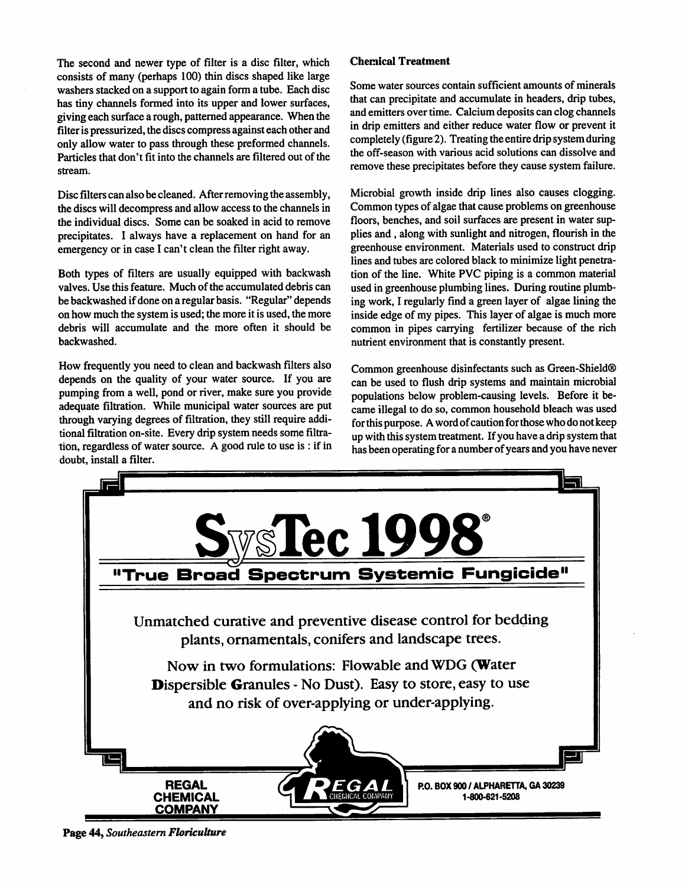The second and newer type of filter is a disc filter, which consists of many (perhaps 100) thin discs shaped like large washers stacked on a support to again form a tube. Each disc has tiny channels formed into its upper and lower surfaces, giving each surface a rough, patterned appearance. When the filter is pressurized, the discs compress against each other and only allow water to pass through these preformed channels. Particles that don't fit into the channels are filtered out of the stream.

Disc filters can also be cleaned. After removing the assembly, the discs will decompress and allow access to the channels in the individual discs. Some can be soaked in acid to remove precipitates. I always have a replacement on hand for an emergency or in case I can't clean the filter right away.

Both types of filters are usually equipped with backwash valves. Use this feature. Much of the accumulated debris can be backwashed if done on a regular basis. "Regular" depends on how much the system is used; the more it is used, the more debris will accumulate and the more often it should be backwashed.

How frequently you need to clean and backwash filters also depends on the quality of your water source. If you are pumping from a well, pond or river, make sure you provide adequate filtration. While municipal water sources are put through varying degrees of filtration, they still require additional filtration on-site. Every drip system needs some filtration, regardless of water source. A good rule to use is : if in doubt, install a filter.

### Chemical Treatment

Some water sources contain sufficient amounts of minerals that can precipitate and accumulate in headers, drip tubes, and emitters over time. Calcium deposits can clog channels in drip emitters and either reduce water flow or prevent it completely (figure 2). Treating the entire drip system during the off-season with various acid solutions can dissolve and remove these precipitates before they cause system failure.

Microbial growth inside drip lines also causes clogging. Common types of algae that cause problems on greenhouse floors, benches, and soil surfaces are present in water supplies and , along with sunlight and nitrogen, flourish in the greenhouse environment. Materials used to construct drip lines and tubes are colored black to minimize light penetration of the line. White PVC piping is a common material used in greenhouse plumbing lines. During routine plumbing work, I regularly find a green layer of algae lining the inside edge of my pipes. This layer of algae is much more common in pipes carrying fertilizer because of the rich nutrient environment that is constantly present.

Common greenhouse disinfectants such as Green-Shield® can be used to flush drip systems and maintain microbial populations below problem-causing levels. Before it became illegal to do so, common household bleach was used for this purpose. A word of caution for those who do not keep up with this system treatment. If you have a drip system that has been operating for a number of years and you have never

# SysTec 1998®

**"True Broad Spectrum Systemic Fungicide"**

Unmatched curative and preventive disease control for bedding plants, ornamentals, conifers and landscape trees.

Now in two formulations: Flowable and WDG (**W**ater **D**ispersible **G**ranules - No Dust). Easy to store, easy to use and no risk of over-applying or under-applying.

**REGAL CHEMICAL COMPANY**

REGAL CHEMICAL COMPANY

P.O. BOX 900 / ALPHARETTA, GA 30239
1-800-621-5208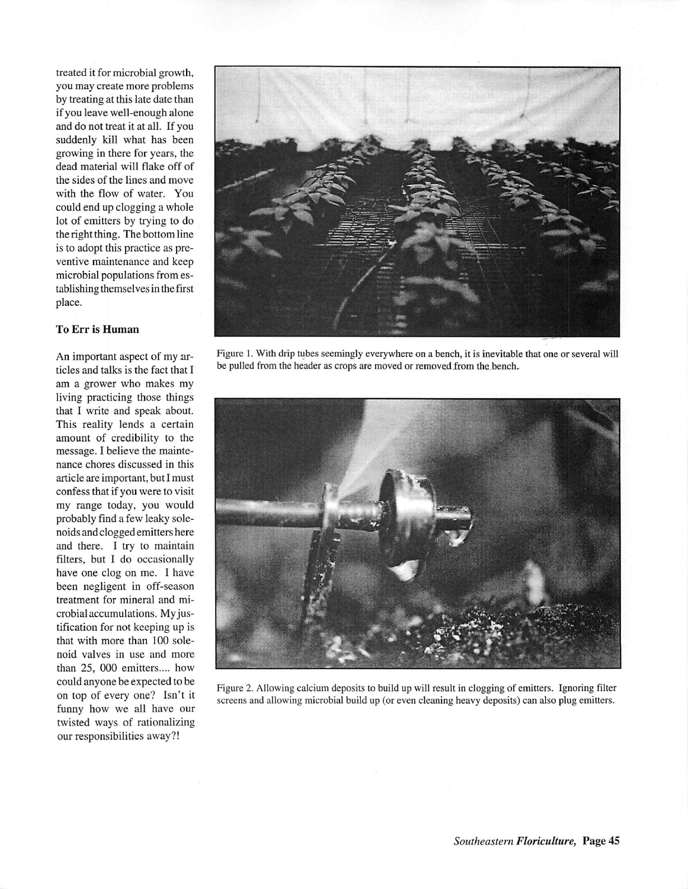treated it for microbial growth, you may create more problems by treating at this late date than if you leave well-enough alone and do not treat it at all. If you suddenly kill what has been growing in there for years, the dead material will flake off of the sides of the lines and move with the flow of water. You could end up clogging a whole lot of emitters by trying to do the right thing. The bottom line is to adopt this practice as preventive maintenance and keep microbial populations from establishing themselves in the first place.

### To Err is Human

An important aspect of my articles and talks is the fact that I am a grower who makes my living practicing those things that I write and speak about. This reality lends a certain amount of credibility to the message. I believe the maintenance chores discussed in this article are important, but I must confess that if you were to visit my range today, you would probably find a few leaky solenoids and clogged emitters here and there. I try to maintain filters, but I do occasionally have one clog on me. I have been negligent in off-season treatment for mineral and microbial accumulations. My justification for not keeping up is that with more than 100 solenoid valves in use and more than 25, 000 emitters.... how could anyone be expected to be on top of every one? Isn't it funny how we all have our twisted ways of rationalizing our responsibilities away?!

Figure 1. With drip tubes seemingly everywhere on a bench, it is inevitable that one or several will be pulled from the header as crops are moved or removed from the bench.

Figure 2. Allowing calcium deposits to build up will result in clogging of emitters. Ignoring filter screens and allowing microbial build up (or even cleaning heavy deposits) can also plug emitters.